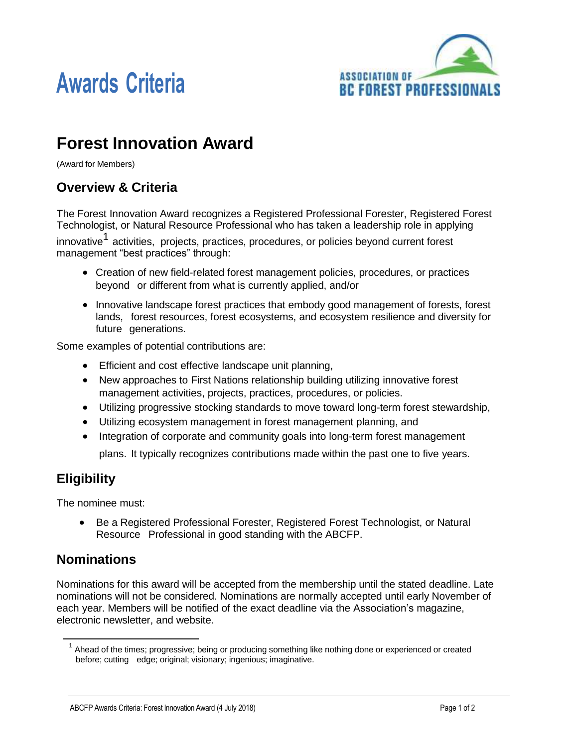# Awards Criteria

ASSOCIATION OF BC FOREST PROFESSIONALS

## Forest Innovation Award

(Award for Members)

### Overview & Criteria

The Forest Innovation Award recognizes a Registered Professional Forester, Registered Forest Technologist, or Natural Resource Professional who has taken a leadership role in applying innovative[1] activities, projects, practices, procedures, or policies beyond current forest management "best practices" through:

- Creation of new field-related forest management policies, procedures, or practices beyond or different from what is currently applied, and/or
- Innovative landscape forest practices that embody good management of forests, forest lands, forest resources, forest ecosystems, and ecosystem resilience and diversity for future generations.

Some examples of potential contributions are:

- Efficient and cost effective landscape unit planning,
- New approaches to First Nations relationship building utilizing innovative forest management activities, projects, practices, procedures, or policies.
- Utilizing progressive stocking standards to move toward long-term forest stewardship,
- Utilizing ecosystem management in forest management planning, and
- Integration of corporate and community goals into long-term forest management plans. It typically recognizes contributions made within the past one to five years.

### Eligibility

The nominee must:

- Be a Registered Professional Forester, Registered Forest Technologist, or Natural Resource Professional in good standing with the ABCFP.

### Nominations

Nominations for this award will be accepted from the membership until the stated deadline. Late nominations will not be considered. Nominations are normally accepted until early November of each year. Members will be notified of the exact deadline via the Association's magazine, electronic newsletter, and website.

[1] Ahead of the times; progressive; being or producing something like nothing done or experienced or created before; cutting edge; original; visionary; ingenious; imaginative.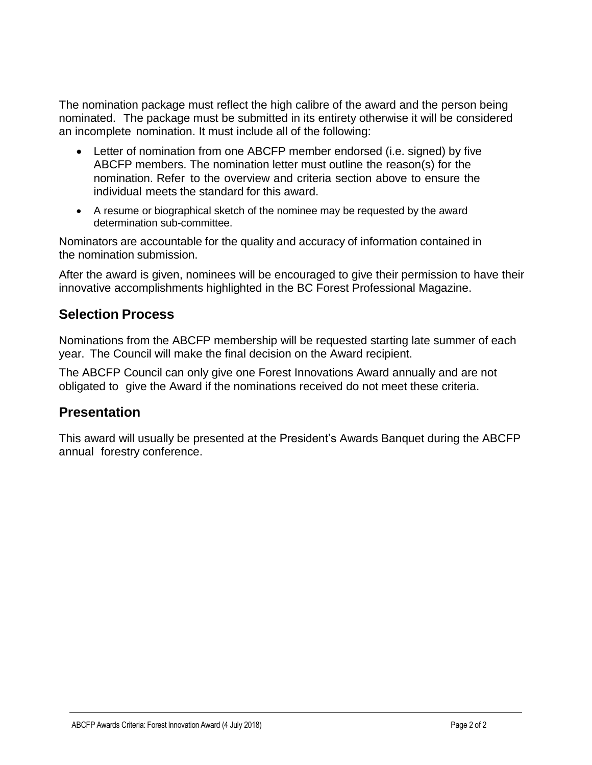The nomination package must reflect the high calibre of the award and the person being nominated. The package must be submitted in its entirety otherwise it will be considered an incomplete nomination. It must include all of the following:

- Letter of nomination from one ABCFP member endorsed (i.e. signed) by five ABCFP members. The nomination letter must outline the reason(s) for the nomination. Refer to the overview and criteria section above to ensure the individual meets the standard for this award.
- A resume or biographical sketch of the nominee may be requested by the award determination sub-committee.

Nominators are accountable for the quality and accuracy of information contained in the nomination submission.

After the award is given, nominees will be encouraged to give their permission to have their innovative accomplishments highlighted in the BC Forest Professional Magazine.

## Selection Process

Nominations from the ABCFP membership will be requested starting late summer of each year. The Council will make the final decision on the Award recipient.

The ABCFP Council can only give one Forest Innovations Award annually and are not obligated to give the Award if the nominations received do not meet these criteria.

## Presentation

This award will usually be presented at the President's Awards Banquet during the ABCFP annual forestry conference.